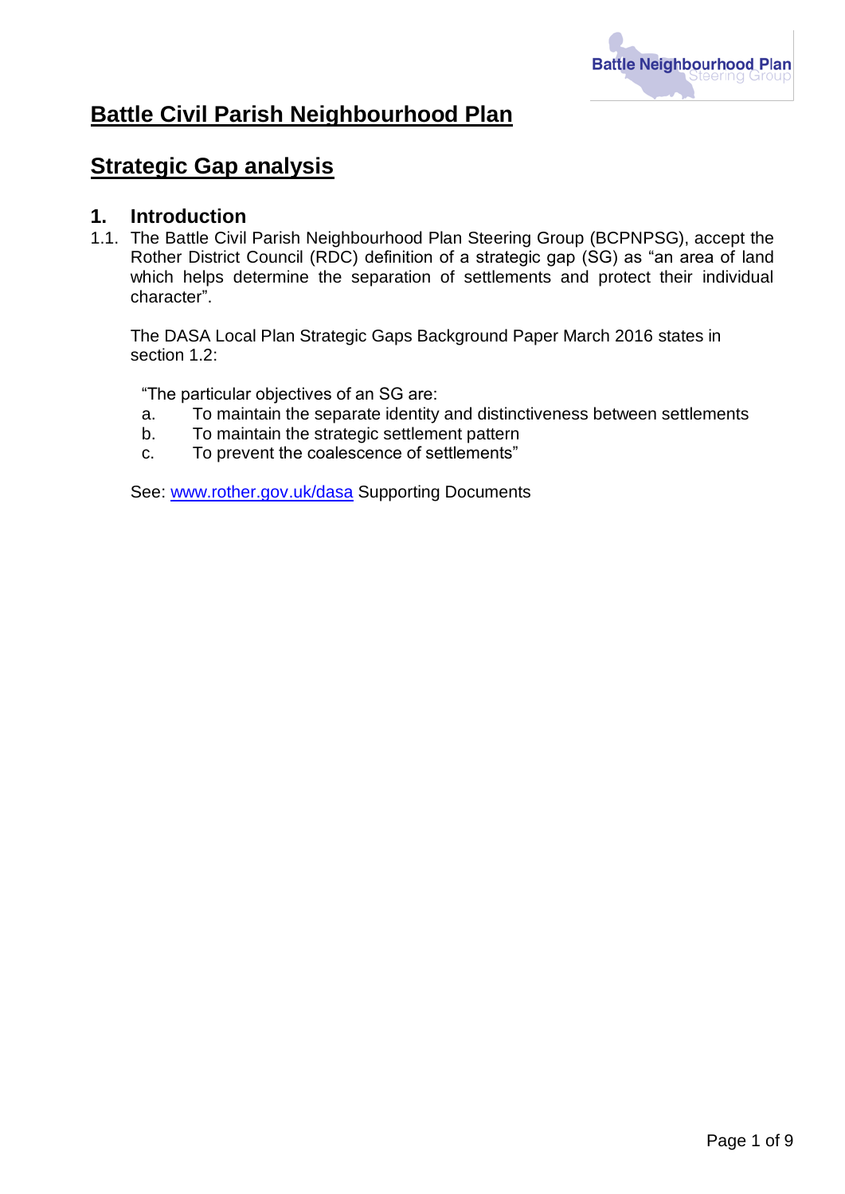# Battle Civil Parish Neighbourhood Plan

## Strategic Gap analysis

### 1. Introduction

1.1. The Battle Civil Parish Neighbourhood Plan Steering Group (BCPNPSG), accept the Rother District Council (RDC) definition of a strategic gap (SG) as "an area of land which helps determine the separation of settlements and protect their individual character".

The DASA Local Plan Strategic Gaps Background Paper March 2016 states in section 1.2:

"The particular objectives of an SG are:

a. To maintain the separate identity and distinctiveness between settlements
b. To maintain the strategic settlement pattern
c. To prevent the coalescence of settlements"

See: www.rother.gov.uk/dasa Supporting Documents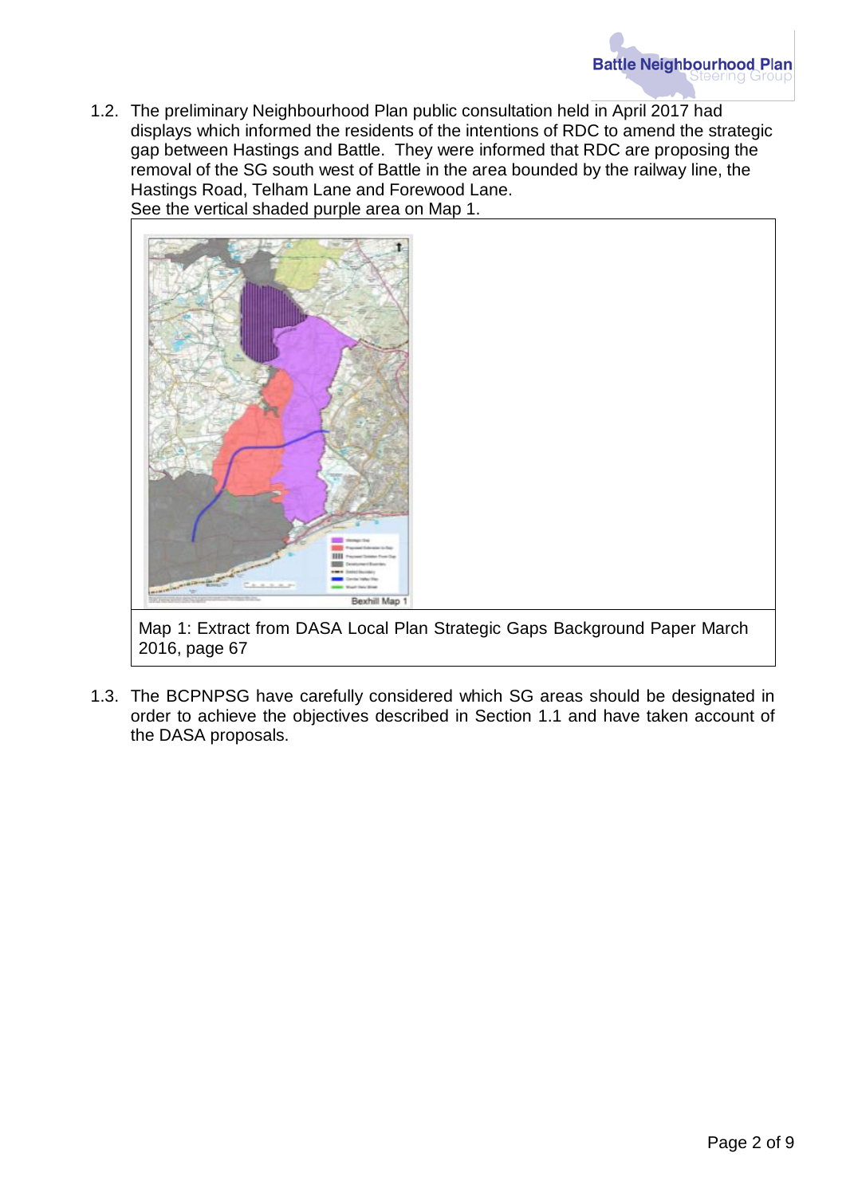1.2. The preliminary Neighbourhood Plan public consultation held in April 2017 had displays which informed the residents of the intentions of RDC to amend the strategic gap between Hastings and Battle. They were informed that RDC are proposing the removal of the SG south west of Battle in the area bounded by the railway line, the Hastings Road, Telham Lane and Forewood Lane.
See the vertical shaded purple area on Map 1.

Map 1: Extract from DASA Local Plan Strategic Gaps Background Paper March 2016, page 67

1.3. The BCPNPSG have carefully considered which SG areas should be designated in order to achieve the objectives described in Section 1.1 and have taken account of the DASA proposals.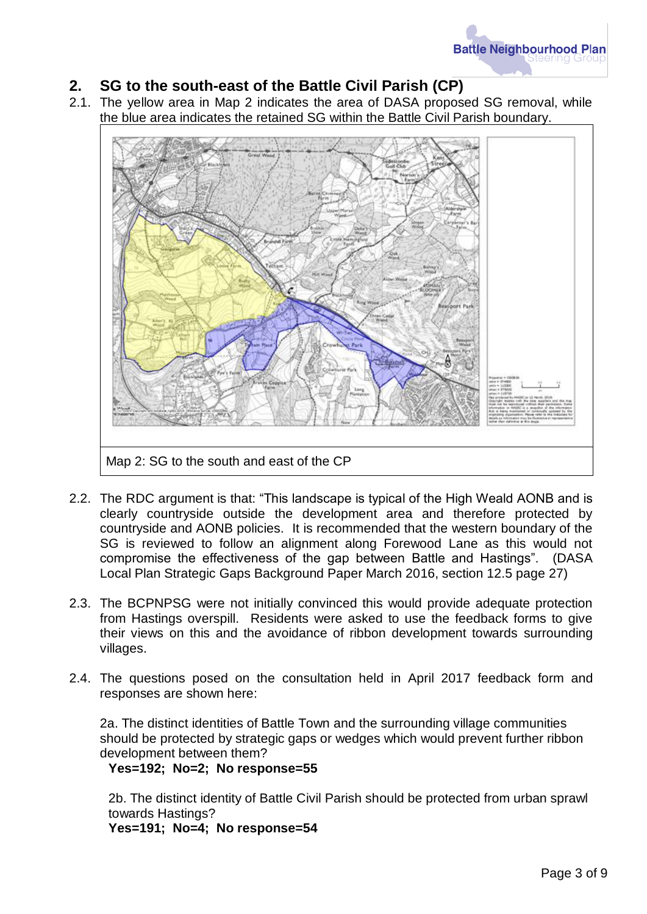## 2. SG to the south-east of the Battle Civil Parish (CP)

2.1. The yellow area in Map 2 indicates the area of DASA proposed SG removal, while the blue area indicates the retained SG within the Battle Civil Parish boundary.

Map 2: SG to the south and east of the CP

2.2. The RDC argument is that: "This landscape is typical of the High Weald AONB and is clearly countryside outside the development area and therefore protected by countryside and AONB policies. It is recommended that the western boundary of the SG is reviewed to follow an alignment along Forewood Lane as this would not compromise the effectiveness of the gap between Battle and Hastings". (DASA Local Plan Strategic Gaps Background Paper March 2016, section 12.5 page 27)

2.3. The BCPNPSG were not initially convinced this would provide adequate protection from Hastings overspill. Residents were asked to use the feedback forms to give their views on this and the avoidance of ribbon development towards surrounding villages.

2.4. The questions posed on the consultation held in April 2017 feedback form and responses are shown here:

2a. The distinct identities of Battle Town and the surrounding village communities should be protected by strategic gaps or wedges which would prevent further ribbon development between them?
**Yes=192; No=2; No response=55**

2b. The distinct identity of Battle Civil Parish should be protected from urban sprawl towards Hastings?
**Yes=191; No=4; No response=54**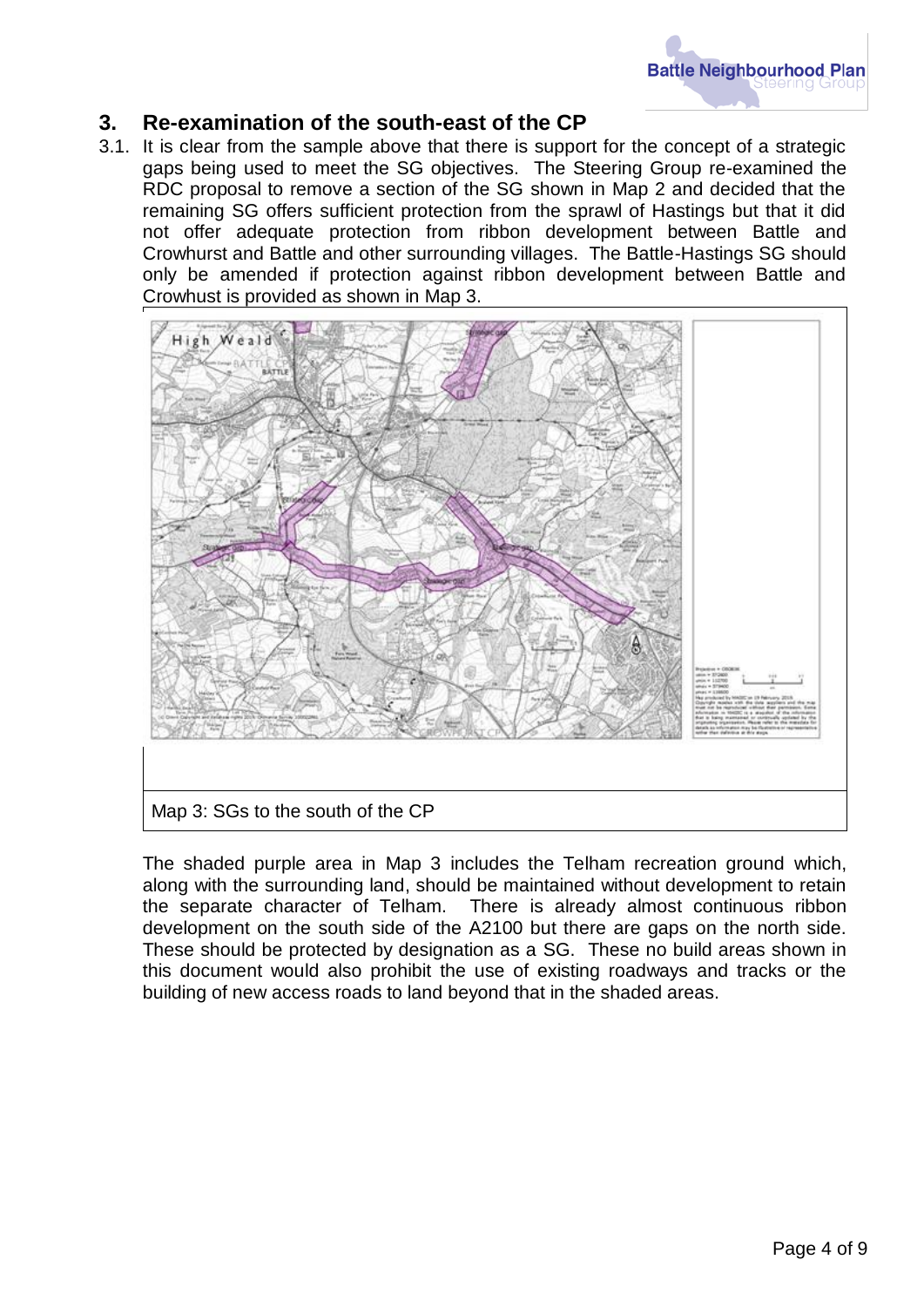## 3. Re-examination of the south-east of the CP

3.1. It is clear from the sample above that there is support for the concept of a strategic gaps being used to meet the SG objectives. The Steering Group re-examined the RDC proposal to remove a section of the SG shown in Map 2 and decided that the remaining SG offers sufficient protection from the sprawl of Hastings but that it did not offer adequate protection from ribbon development between Battle and Crowhurst and Battle and other surrounding villages. The Battle-Hastings SG should only be amended if protection against ribbon development between Battle and Crowhust is provided as shown in Map 3.

Map 3: SGs to the south of the CP

The shaded purple area in Map 3 includes the Telham recreation ground which, along with the surrounding land, should be maintained without development to retain the separate character of Telham. There is already almost continuous ribbon development on the south side of the A2100 but there are gaps on the north side. These should be protected by designation as a SG. These no build areas shown in this document would also prohibit the use of existing roadways and tracks or the building of new access roads to land beyond that in the shaded areas.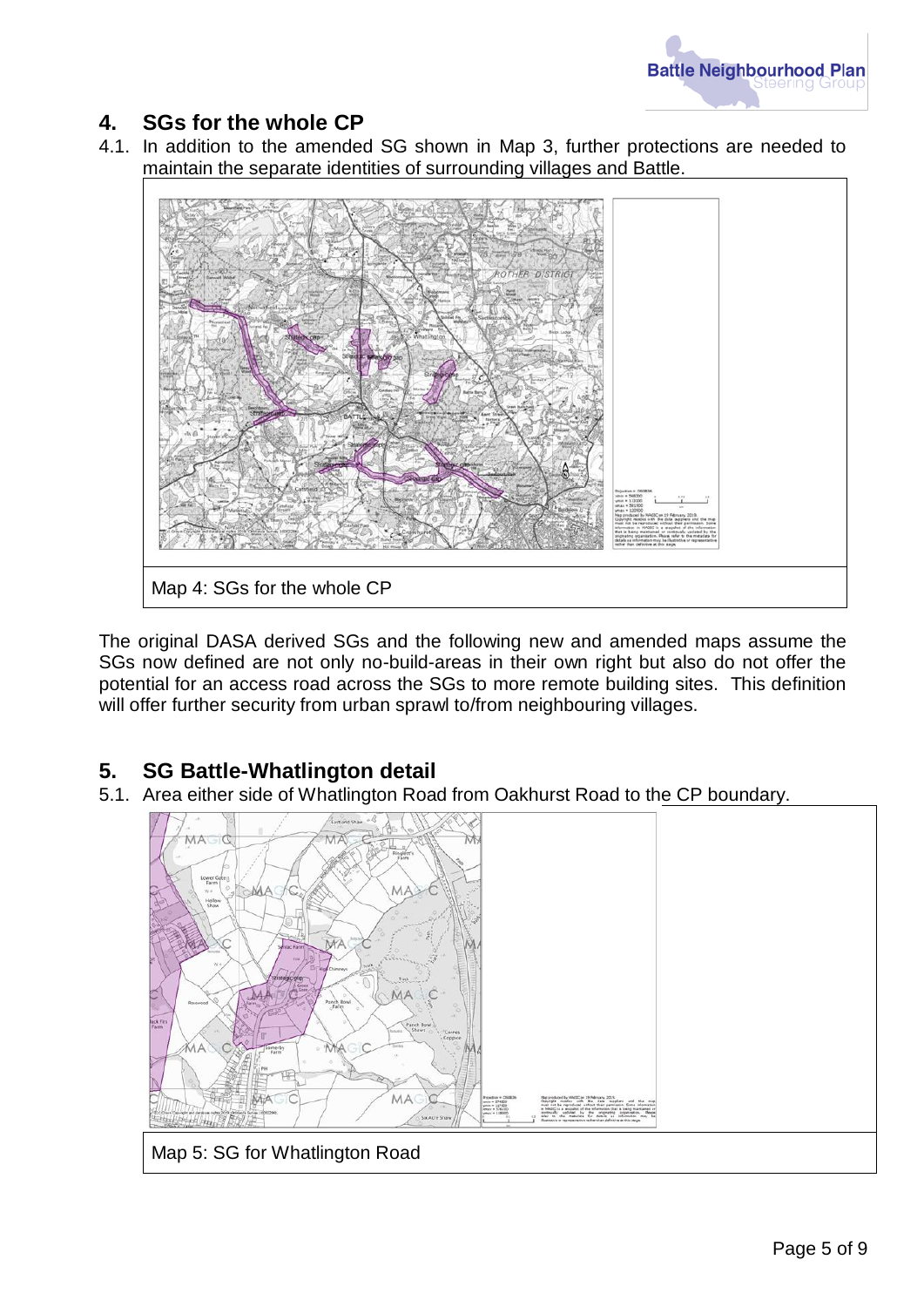## 4. SGs for the whole CP

4.1. In addition to the amended SG shown in Map 3, further protections are needed to maintain the separate identities of surrounding villages and Battle.

Map 4: SGs for the whole CP

The original DASA derived SGs and the following new and amended maps assume the SGs now defined are not only no-build-areas in their own right but also do not offer the potential for an access road across the SGs to more remote building sites. This definition will offer further security from urban sprawl to/from neighbouring villages.

## 5. SG Battle-Whatlington detail

5.1. Area either side of Whatlington Road from Oakhurst Road to the CP boundary.

Map 5: SG for Whatlington Road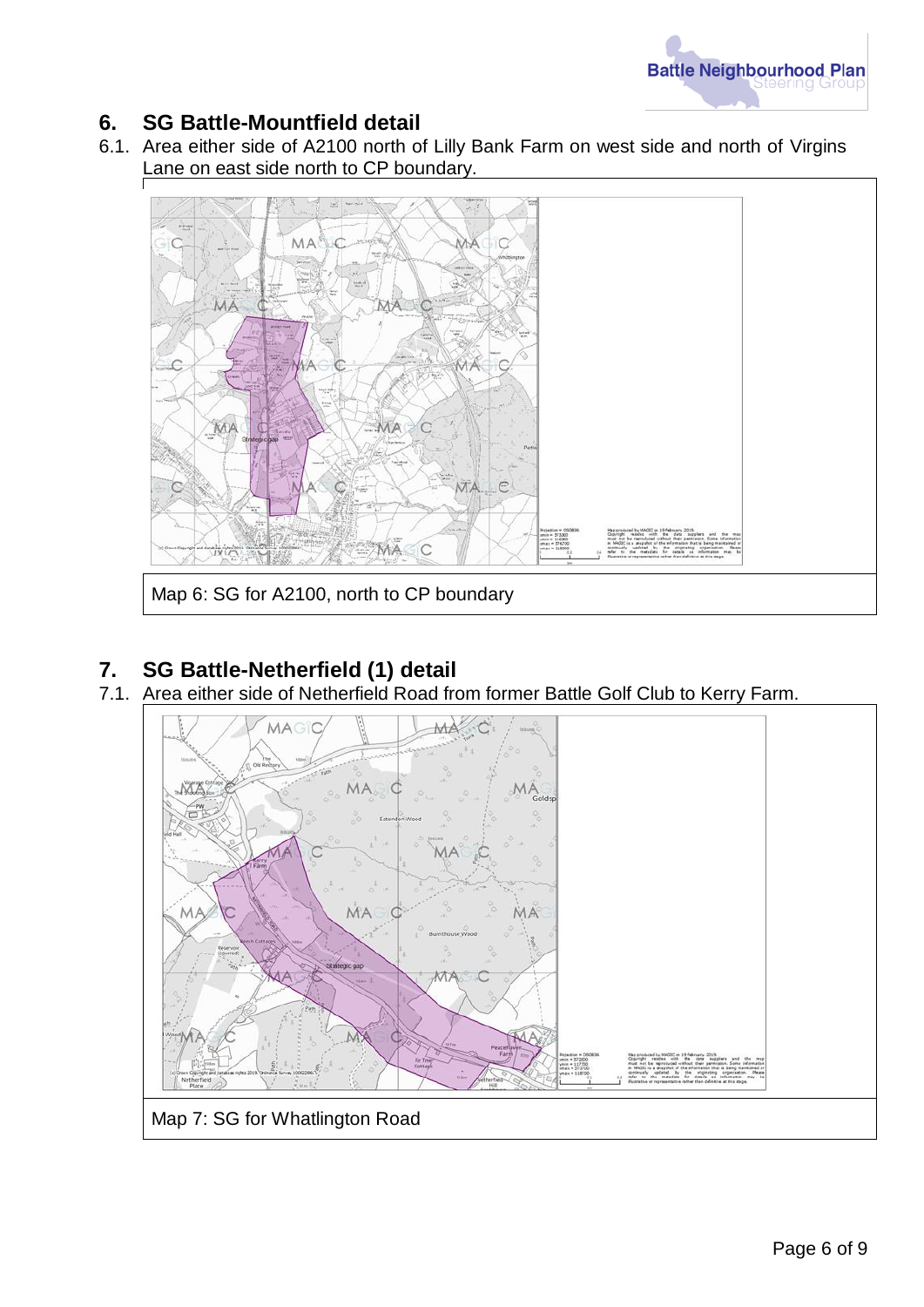## 6. SG Battle-Mountfield detail

6.1. Area either side of A2100 north of Lilly Bank Farm on west side and north of Virgins Lane on east side north to CP boundary.

Map 6: SG for A2100, north to CP boundary

## 7. SG Battle-Netherfield (1) detail

7.1. Area either side of Netherfield Road from former Battle Golf Club to Kerry Farm.

Map 7: SG for Whatlington Road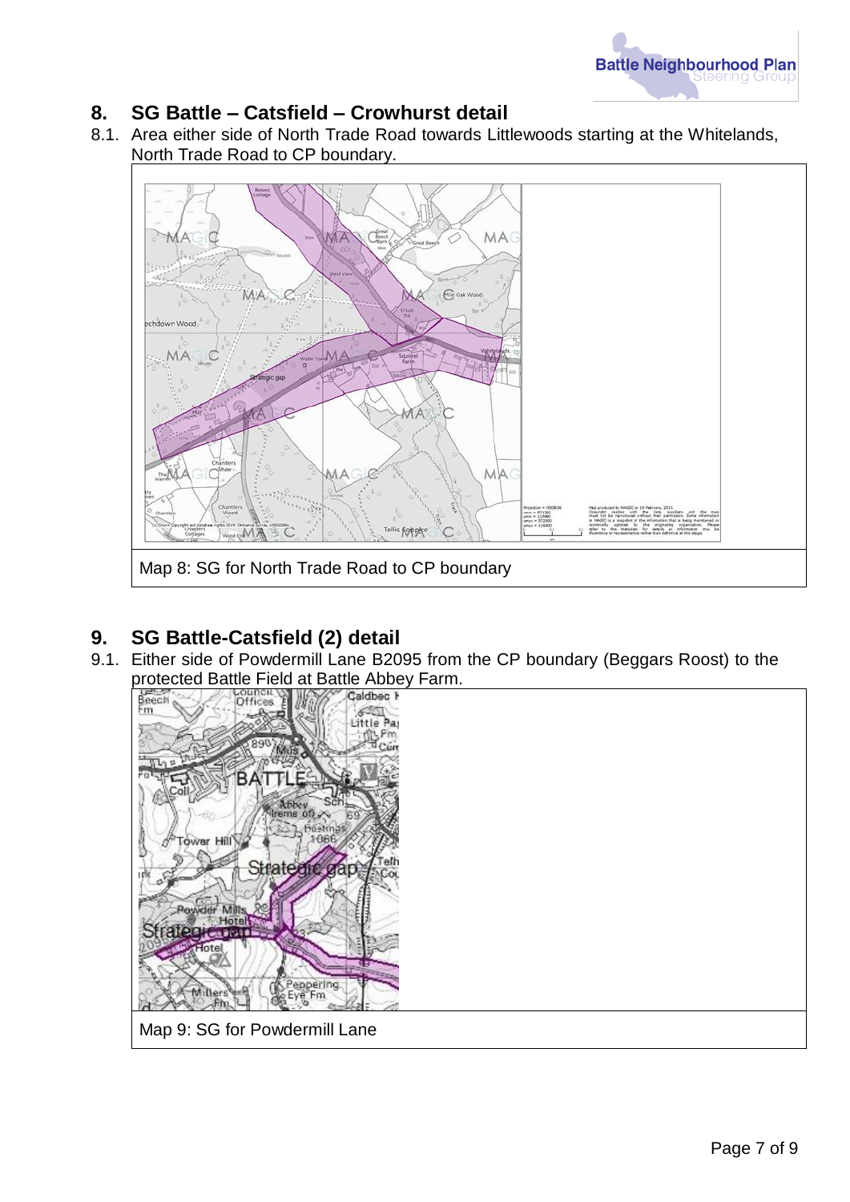## 8. SG Battle – Catsfield – Crowhurst detail

8.1. Area either side of North Trade Road towards Littlewoods starting at the Whitelands, North Trade Road to CP boundary.

Map 8: SG for North Trade Road to CP boundary

## 9. SG Battle-Catsfield (2) detail

9.1. Either side of Powdermill Lane B2095 from the CP boundary (Beggars Roost) to the protected Battle Field at Battle Abbey Farm.

Map 9: SG for Powdermill Lane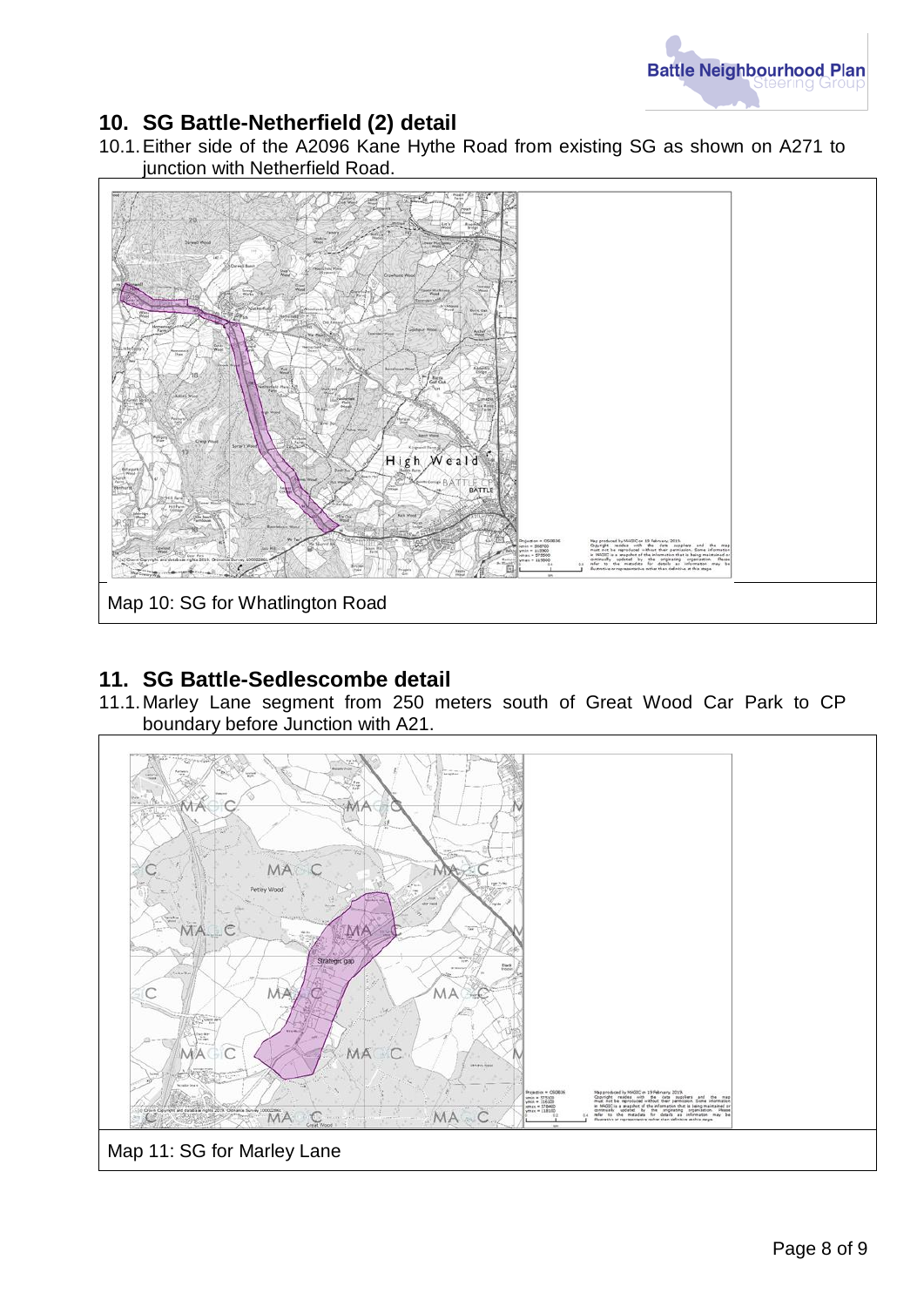## 10. SG Battle-Netherfield (2) detail

10.1. Either side of the A2096 Kane Hythe Road from existing SG as shown on A271 to junction with Netherfield Road.

Map 10: SG for Whatlington Road

## 11. SG Battle-Sedlescombe detail

11.1. Marley Lane segment from 250 meters south of Great Wood Car Park to CP boundary before Junction with A21.

Map 11: SG for Marley Lane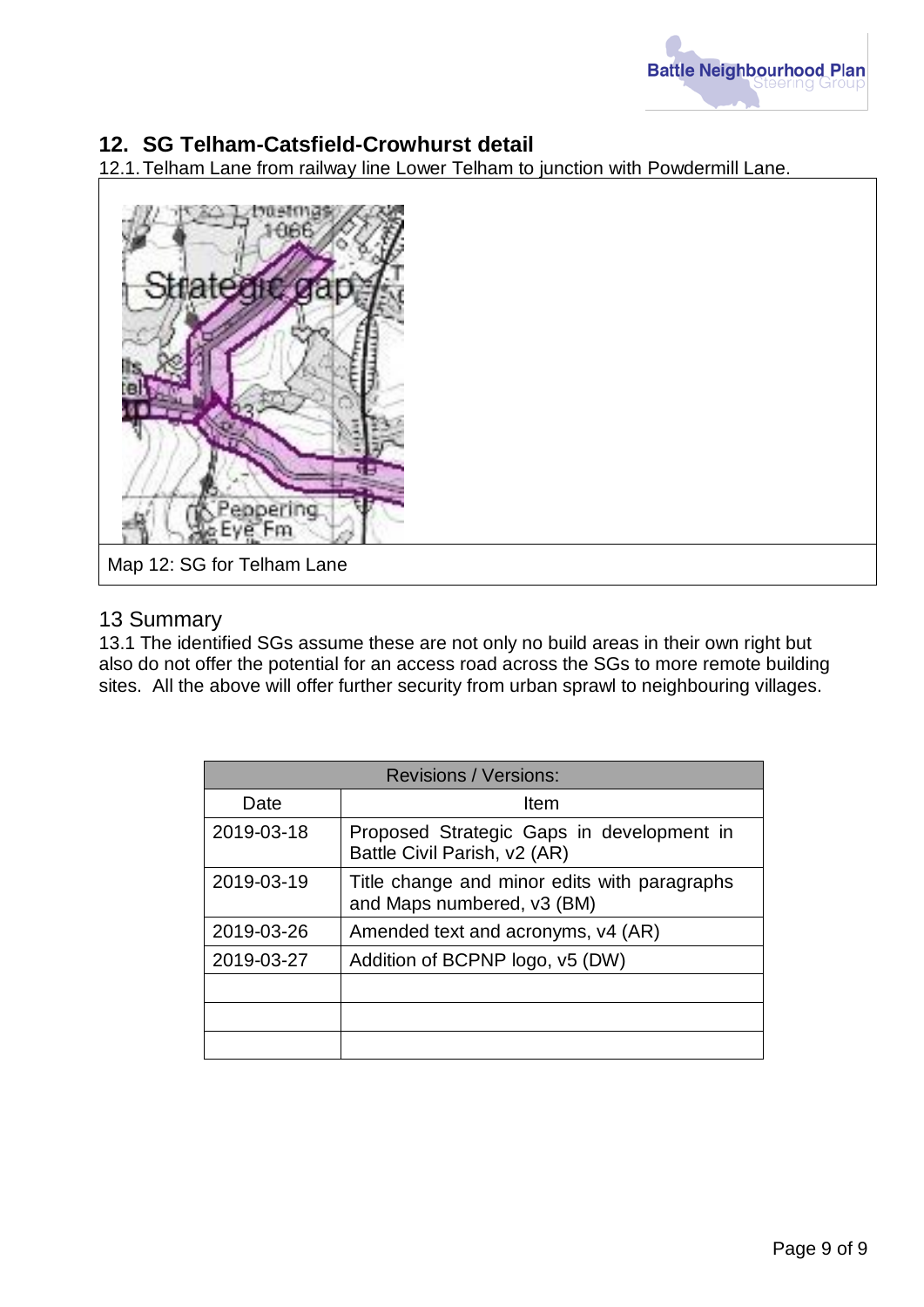## 12. SG Telham-Catsfield-Crowhurst detail

12.1. Telham Lane from railway line Lower Telham to junction with Powdermill Lane.

Map 12: SG for Telham Lane

## 13 Summary

13.1 The identified SGs assume these are not only no build areas in their own right but also do not offer the potential for an access road across the SGs to more remote building sites. All the above will offer further security from urban sprawl to neighbouring villages.

| Revisions / Versions: | |
|---|---|
| Date | Item |
| 2019-03-18 | Proposed Strategic Gaps in development in Battle Civil Parish, v2 (AR) |
| 2019-03-19 | Title change and minor edits with paragraphs and Maps numbered, v3 (BM) |
| 2019-03-26 | Amended text and acronyms, v4 (AR) |
| 2019-03-27 | Addition of BCPNP logo, v5 (DW) |
| | |
| | |
| | |